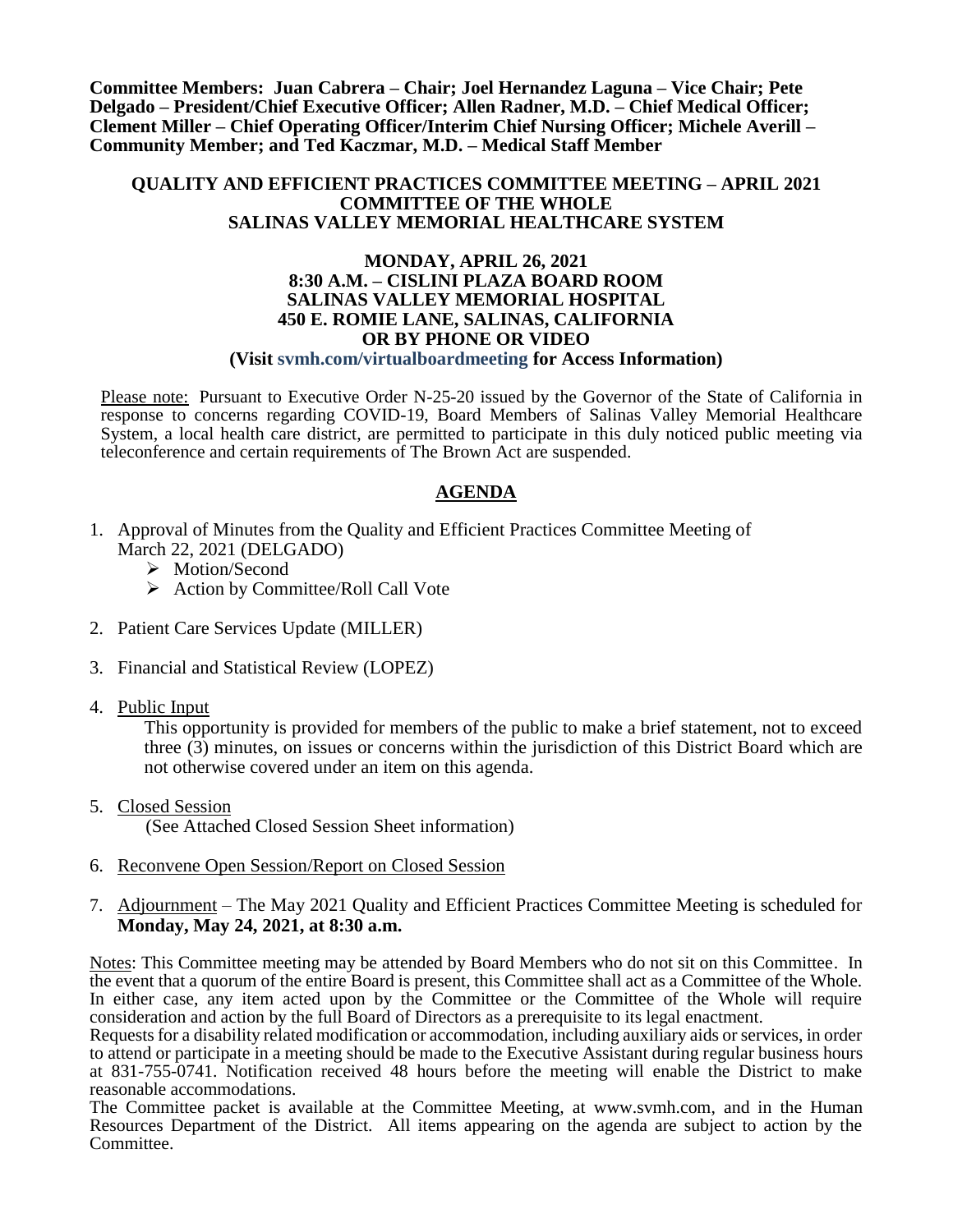**Committee Members: Juan Cabrera – Chair; Joel Hernandez Laguna – Vice Chair; Pete Delgado – President/Chief Executive Officer; Allen Radner, M.D. – Chief Medical Officer; Clement Miller – Chief Operating Officer/Interim Chief Nursing Officer; Michele Averill – Community Member; and Ted Kaczmar, M.D. – Medical Staff Member**

**QUALITY AND EFFICIENT PRACTICES COMMITTEE MEETING – APRIL 2021**
**COMMITTEE OF THE WHOLE**
**SALINAS VALLEY MEMORIAL HEALTHCARE SYSTEM**

**MONDAY, APRIL 26, 2021**
**8:30 A.M. – CISLINI PLAZA BOARD ROOM**
**SALINAS VALLEY MEMORIAL HOSPITAL**
**450 E. ROMIE LANE, SALINAS, CALIFORNIA**
**OR BY PHONE OR VIDEO**
**(Visit svmh.com/virtualboardmeeting for Access Information)**

Please note: Pursuant to Executive Order N-25-20 issued by the Governor of the State of California in response to concerns regarding COVID-19, Board Members of Salinas Valley Memorial Healthcare System, a local health care district, are permitted to participate in this duly noticed public meeting via teleconference and certain requirements of The Brown Act are suspended.

## AGENDA

1. Approval of Minutes from the Quality and Efficient Practices Committee Meeting of March 22, 2021 (DELGADO)
   - Motion/Second
   - Action by Committee/Roll Call Vote

2. Patient Care Services Update (MILLER)

3. Financial and Statistical Review (LOPEZ)

4. Public Input

   This opportunity is provided for members of the public to make a brief statement, not to exceed three (3) minutes, on issues or concerns within the jurisdiction of this District Board which are not otherwise covered under an item on this agenda.

5. Closed Session

   (See Attached Closed Session Sheet information)

6. Reconvene Open Session/Report on Closed Session

7. Adjournment – The May 2021 Quality and Efficient Practices Committee Meeting is scheduled for **Monday, May 24, 2021, at 8:30 a.m.**

Notes: This Committee meeting may be attended by Board Members who do not sit on this Committee. In the event that a quorum of the entire Board is present, this Committee shall act as a Committee of the Whole. In either case, any item acted upon by the Committee or the Committee of the Whole will require consideration and action by the full Board of Directors as a prerequisite to its legal enactment.

Requests for a disability related modification or accommodation, including auxiliary aids or services, in order to attend or participate in a meeting should be made to the Executive Assistant during regular business hours at 831-755-0741. Notification received 48 hours before the meeting will enable the District to make reasonable accommodations.

The Committee packet is available at the Committee Meeting, at www.svmh.com, and in the Human Resources Department of the District. All items appearing on the agenda are subject to action by the Committee.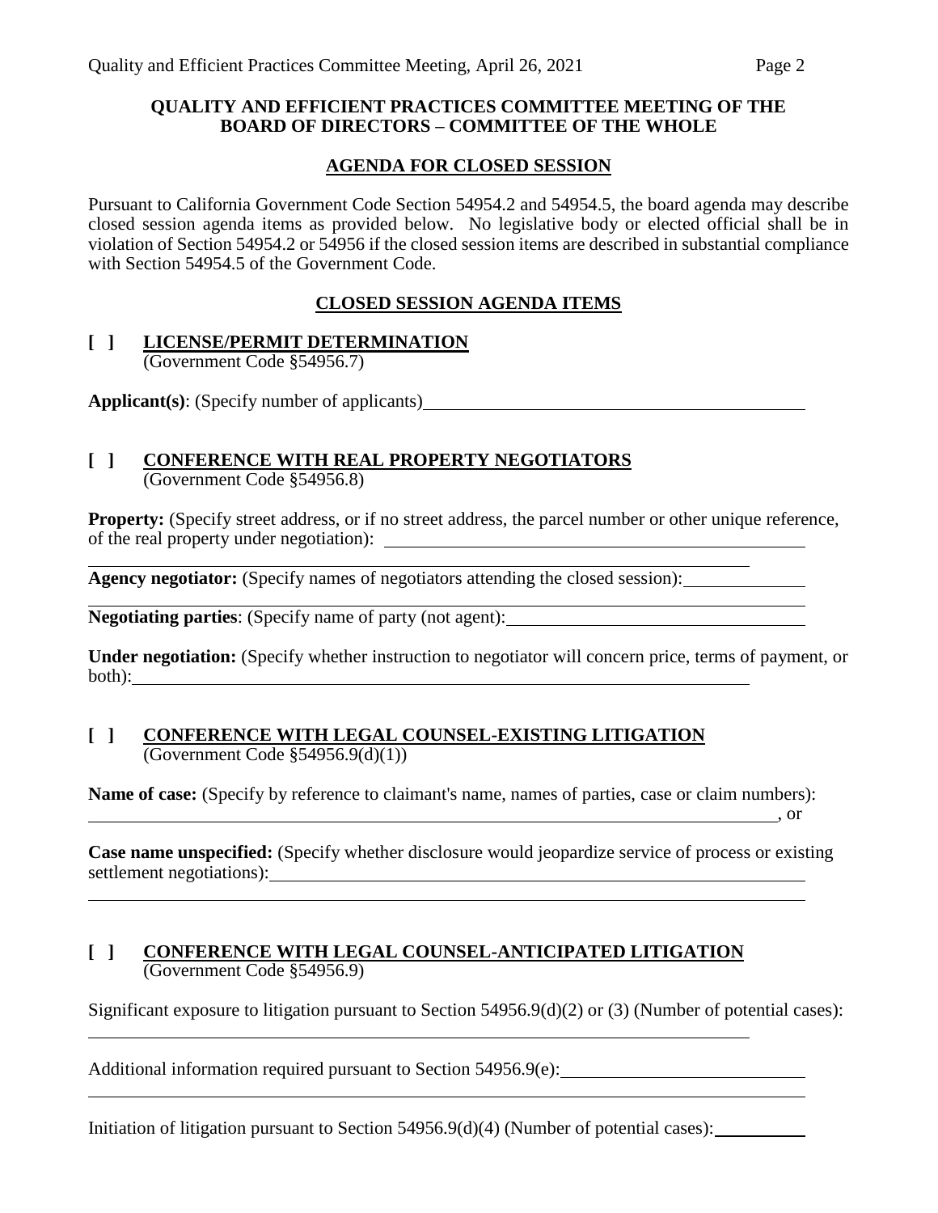**QUALITY AND EFFICIENT PRACTICES COMMITTEE MEETING OF THE BOARD OF DIRECTORS – COMMITTEE OF THE WHOLE**

**AGENDA FOR CLOSED SESSION**

Pursuant to California Government Code Section 54954.2 and 54954.5, the board agenda may describe closed session agenda items as provided below. No legislative body or elected official shall be in violation of Section 54954.2 or 54956 if the closed session items are described in substantial compliance with Section 54954.5 of the Government Code.

**CLOSED SESSION AGENDA ITEMS**

**[ ] LICENSE/PERMIT DETERMINATION**
(Government Code §54956.7)

**Applicant(s)**: (Specify number of applicants)\_\_\_\_\_\_\_\_\_\_\_\_\_\_\_\_\_\_\_\_

**[ ] CONFERENCE WITH REAL PROPERTY NEGOTIATORS**
(Government Code §54956.8)

**Property:** (Specify street address, or if no street address, the parcel number or other unique reference, of the real property under negotiation): \_\_\_\_\_\_\_\_\_\_\_\_\_\_\_\_\_\_\_\_

**Agency negotiator:** (Specify names of negotiators attending the closed session):\_\_\_\_\_\_\_\_\_\_

**Negotiating parties**: (Specify name of party (not agent):\_\_\_\_\_\_\_\_\_\_\_\_\_\_\_\_\_\_\_\_

**Under negotiation:** (Specify whether instruction to negotiator will concern price, terms of payment, or both):\_\_\_\_\_\_\_\_\_\_\_\_\_\_\_\_\_\_\_\_

**[ ] CONFERENCE WITH LEGAL COUNSEL-EXISTING LITIGATION**
(Government Code §54956.9(d)(1))

**Name of case:** (Specify by reference to claimant's name, names of parties, case or claim numbers):
\_\_\_\_\_\_\_\_\_\_\_\_\_\_\_\_\_\_\_\_, or

**Case name unspecified:** (Specify whether disclosure would jeopardize service of process or existing settlement negotiations):\_\_\_\_\_\_\_\_\_\_\_\_\_\_\_\_\_\_\_\_

**[ ] CONFERENCE WITH LEGAL COUNSEL-ANTICIPATED LITIGATION**
(Government Code §54956.9)

Significant exposure to litigation pursuant to Section 54956.9(d)(2) or (3) (Number of potential cases):
\_\_\_\_\_\_\_\_\_\_\_\_\_\_\_\_\_\_\_\_

Additional information required pursuant to Section 54956.9(e):\_\_\_\_\_\_\_\_\_\_\_\_\_\_\_\_\_\_\_\_

Initiation of litigation pursuant to Section 54956.9(d)(4) (Number of potential cases):\_\_\_\_\_\_\_\_\_\_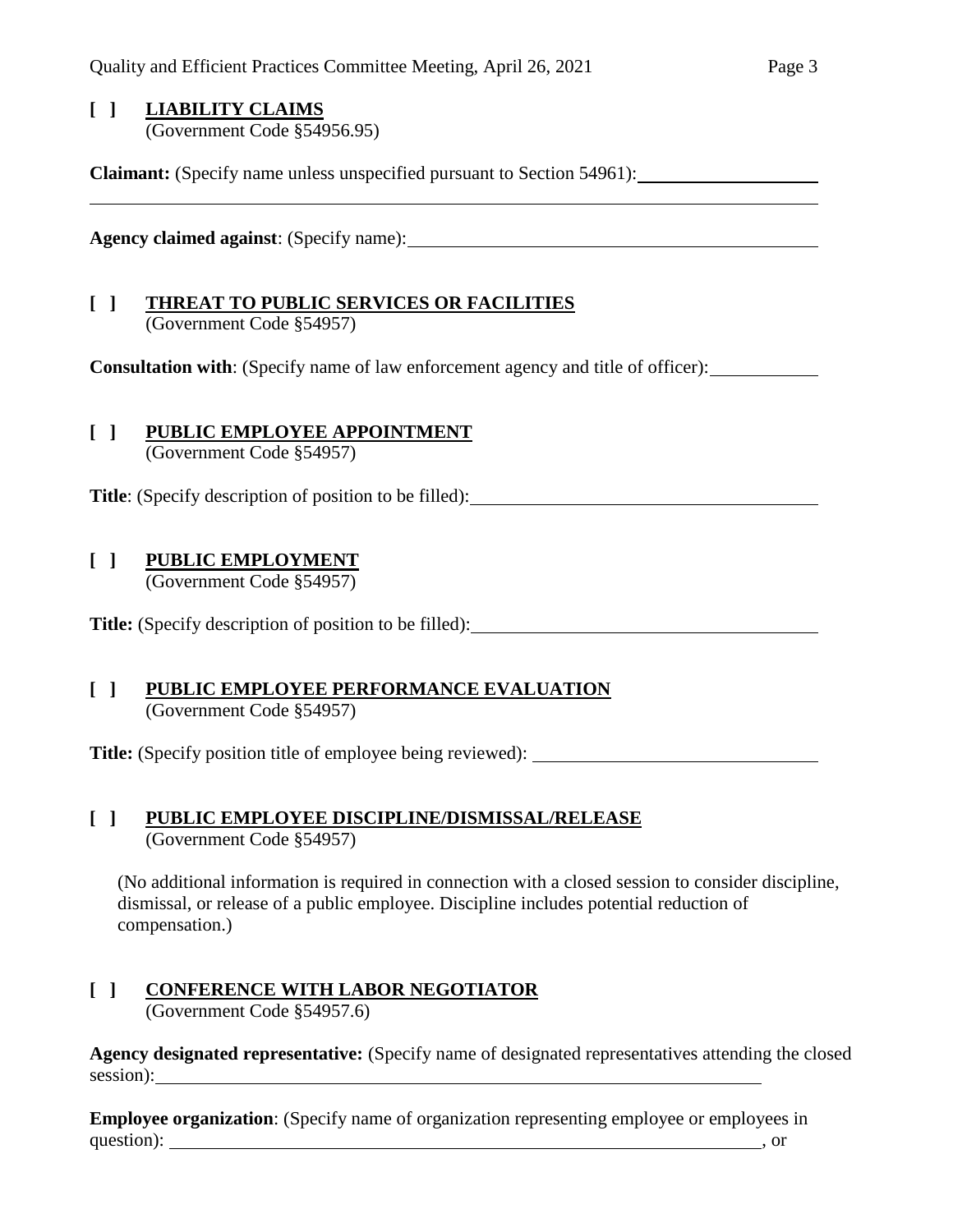**[ ] LIABILITY CLAIMS**
(Government Code §54956.95)

**Claimant:** (Specify name unless unspecified pursuant to Section 54961): \_\_\_\_\_\_\_\_\_\_\_\_\_\_\_\_\_\_\_\_

**Agency claimed against**: (Specify name): \_\_\_\_\_\_\_\_\_\_\_\_\_\_\_\_\_\_\_\_

**[ ] THREAT TO PUBLIC SERVICES OR FACILITIES**
(Government Code §54957)

**Consultation with**: (Specify name of law enforcement agency and title of officer): \_\_\_\_\_\_\_\_\_\_\_\_

**[ ] PUBLIC EMPLOYEE APPOINTMENT**
(Government Code §54957)

**Title**: (Specify description of position to be filled): \_\_\_\_\_\_\_\_\_\_\_\_\_\_\_\_\_\_\_\_

**[ ] PUBLIC EMPLOYMENT**
(Government Code §54957)

**Title:** (Specify description of position to be filled): \_\_\_\_\_\_\_\_\_\_\_\_\_\_\_\_\_\_\_\_

**[ ] PUBLIC EMPLOYEE PERFORMANCE EVALUATION**
(Government Code §54957)

**Title:** (Specify position title of employee being reviewed): \_\_\_\_\_\_\_\_\_\_\_\_\_\_\_\_\_\_\_\_

**[ ] PUBLIC EMPLOYEE DISCIPLINE/DISMISSAL/RELEASE**
(Government Code §54957)

(No additional information is required in connection with a closed session to consider discipline, dismissal, or release of a public employee. Discipline includes potential reduction of compensation.)

**[ ] CONFERENCE WITH LABOR NEGOTIATOR**
(Government Code §54957.6)

**Agency designated representative:** (Specify name of designated representatives attending the closed session): \_\_\_\_\_\_\_\_\_\_\_\_\_\_\_\_\_\_\_\_

**Employee organization**: (Specify name of organization representing employee or employees in question): \_\_\_\_\_\_\_\_\_\_\_\_\_\_\_\_\_\_\_\_, or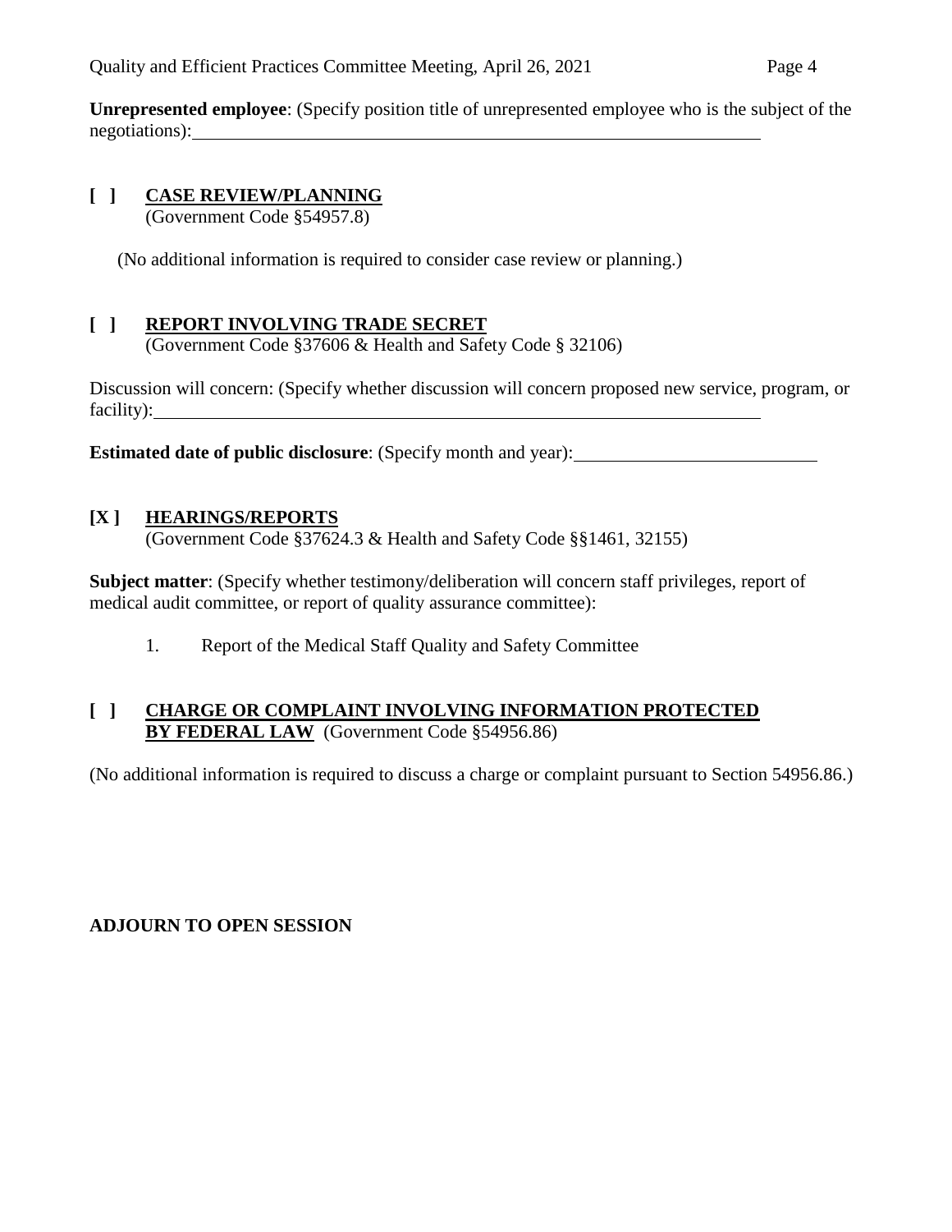**Unrepresented employee**: (Specify position title of unrepresented employee who is the subject of the negotiations):

## [ ] CASE REVIEW/PLANNING

(Government Code §54957.8)

(No additional information is required to consider case review or planning.)

## [ ] REPORT INVOLVING TRADE SECRET

(Government Code §37606 & Health and Safety Code § 32106)

Discussion will concern: (Specify whether discussion will concern proposed new service, program, or facility):

**Estimated date of public disclosure**: (Specify month and year):

## [X ] HEARINGS/REPORTS

(Government Code §37624.3 & Health and Safety Code §§1461, 32155)

**Subject matter**: (Specify whether testimony/deliberation will concern staff privileges, report of medical audit committee, or report of quality assurance committee):

1. Report of the Medical Staff Quality and Safety Committee

## [ ] CHARGE OR COMPLAINT INVOLVING INFORMATION PROTECTED BY FEDERAL LAW (Government Code §54956.86)

(No additional information is required to discuss a charge or complaint pursuant to Section 54956.86.)

**ADJOURN TO OPEN SESSION**